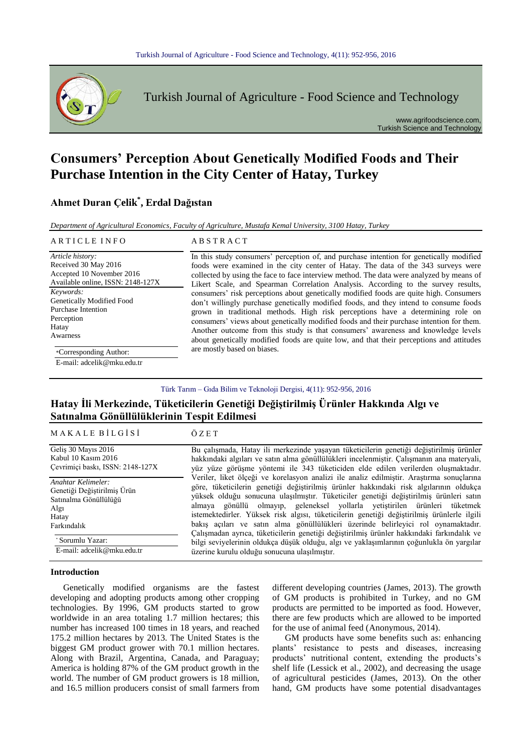# Consumers' Perception About Genetically Modified Foods and Their Purchase Intention in the City Center of Hatay, Turkey

**Ahmet Duran Çelik*, Erdal Dağıstan**

*Department of Agricultural Economics, Faculty of Agriculture, Mustafa Kemal University, 3100 Hatay, Turkey*

**ARTICLE INFO**

*Article history:*
Received 30 May 2016
Accepted 10 November 2016
Available online, ISSN: 2148-127X

*Keywords:*
Genetically Modified Food
Purchase Intention
Perception
Hatay
Awarness

*Corresponding Author:
E-mail: adcelik@mku.edu.tr

**ABSTRACT**

In this study consumers' perception of, and purchase intention for genetically modified foods were examined in the city center of Hatay. The data of the 343 surveys were collected by using the face to face interview method. The data were analyzed by means of Likert Scale, and Spearman Correlation Analysis. According to the survey results, consumers' risk perceptions about genetically modified foods are quite high. Consumers don't willingly purchase genetically modified foods, and they intend to consume foods grown in traditional methods. High risk perceptions have a determining role on consumers' views about genetically modified foods and their purchase intention for them. Another outcome from this study is that consumers' awareness and knowledge levels about genetically modified foods are quite low, and that their perceptions and attitudes are mostly based on biases.

Türk Tarım – Gıda Bilim ve Teknoloji Dergisi, 4(11): 952-956, 2016

## Hatay İli Merkezinde, Tüketicilerin Genetiği Değiştirilmiş Ürünler Hakkında Algı ve Satınalma Gönüllülüklerinin Tespit Edilmesi

**MAKALE BİLGİSİ**

Geliş 30 Mayıs 2016
Kabul 10 Kasım 2016
Çevrimiçi baskı, ISSN: 2148-127X

*Anahtar Kelimeler:*
Genetiği Değiştirilmiş Ürün
Satınalma Gönüllülüğü
Algı
Hatay
Farkındalık

*Sorumlu Yazar:
E-mail: adcelik@mku.edu.tr

**ÖZET**

Bu çalışmada, Hatay ili merkezinde yaşayan tüketicilerin genetiği değiştirilmiş ürünler hakkındaki algıları ve satın alma gönüllülükleri incelenmiştir. Çalışmanın ana materyali, yüz yüze görüşme yöntemi ile 343 tüketiciden elde edilen verilerden oluşmaktadır. Veriler, liket ölçeği ve korelasyon analizi ile analiz edilmiştir. Araştırma sonuçlarına göre, tüketicilerin genetiği değiştirilmiş ürünler hakkındaki risk algılarının oldukça yüksek olduğu sonucuna ulaşılmıştır. Tüketiciler genetiği değiştirilmiş ürünleri satın almaya gönüllü olmayıp, geleneksel yollarla yetiştirilen ürünleri tüketmek istemektedirler. Yüksek risk algısı, tüketicilerin genetiği değiştirilmiş ürünlerle ilgili bakış açıları ve satın alma gönüllülükleri üzerinde belirleyici rol oynamaktadır. Çalışmadan ayrıca, tüketicilerin genetiği değiştirilmiş ürünler hakkındaki farkındalık ve bilgi seviyelerinin oldukça düşük olduğu, algı ve yaklaşımlarının çoğunlukla ön yargılar üzerine kurulu olduğu sonucuna ulaşılmıştır.

## Introduction

Genetically modified organisms are the fastest developing and adopting products among other cropping technologies. By 1996, GM products started to grow worldwide in an area totaling 1.7 million hectares; this number has increased 100 times in 18 years, and reached 175.2 million hectares by 2013. The United States is the biggest GM product grower with 70.1 million hectares. Along with Brazil, Argentina, Canada, and Paraguay; America is holding 87% of the GM product growth in the world. The number of GM product growers is 18 million, and 16.5 million producers consist of small farmers from different developing countries (James, 2013). The growth of GM products is prohibited in Turkey, and no GM products are permitted to be imported as food. However, there are few products which are allowed to be imported for the use of animal feed (Anonymous, 2014).

GM products have some benefits such as: enhancing plants' resistance to pests and diseases, increasing products' nutritional content, extending the products's shelf life (Lessick et al., 2002), and decreasing the usage of agricultural pesticides (James, 2013). On the other hand, GM products have some potential disadvantages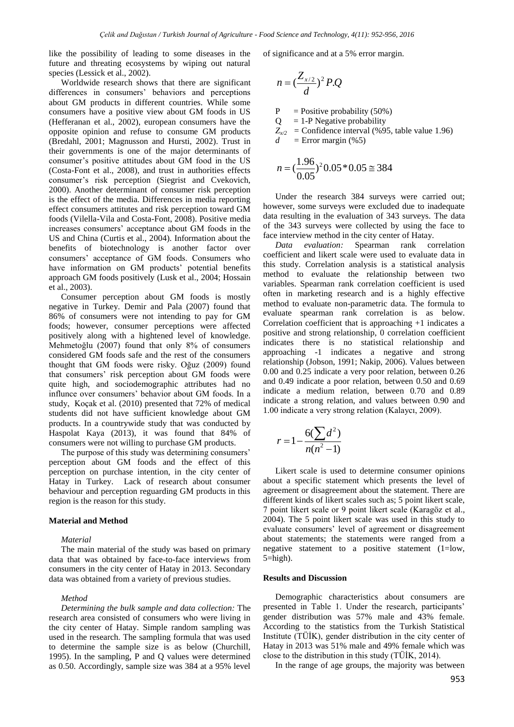like the possibility of leading to some diseases in the future and threating ecosystems by wiping out natural species (Lessick et al., 2002).

Worldwide research shows that there are significant differences in consumers' behaviors and perceptions about GM products in different countries. While some consumers have a positive view about GM foods in US (Hefferanan et al., 2002), european consumers have the opposite opinion and refuse to consume GM products (Bredahl, 2001; Magnusson and Hursti, 2002). Trust in their governments is one of the major determinants of consumer's positive attitudes about GM food in the US (Costa-Font et al., 2008), and trust in authorities effects consumer's risk perception (Siegrist and Cvekovich, 2000). Another determinant of consumer risk perception is the effect of the media. Differences in media reporting effect consumers attitutes and risk perception toward GM foods (Vilella-Vila and Costa-Font, 2008). Positive media increases consumers' acceptance about GM foods in the US and China (Curtis et al., 2004). Information about the benefits of biotechnology is another factor over consumers' acceptance of GM foods. Consumers who have information on GM products' potential benefits approach GM foods positively (Lusk et al., 2004; Hossain et al., 2003).

Consumer perception about GM foods is mostly negative in Turkey. Demir and Pala (2007) found that 86% of consumers were not intending to pay for GM foods; however, consumer perceptions were affected positively along with a hightened level of knowledge. Mehmetoğlu (2007) found that only 8% of consumers considered GM foods safe and the rest of the consumers thought that GM foods were risky. Oğuz (2009) found that consumers' risk perception about GM foods were quite high, and sociodemographic attributes had no influnce over consumers' behavior about GM foods. In a study, Koçak et al. (2010) presented that 72% of medical students did not have sufficient knowledge about GM products. In a countrywide study that was conducted by Haspolat Kaya (2013), it was found that 84% of consumers were not willing to purchase GM products.

The purpose of this study was determining consumers' perception about GM foods and the effect of this perception on purchase intention, in the city center of Hatay in Turkey. Lack of research about consumer behaviour and perception reguarding GM products in this region is the reason for this study.

## Material and Method

### Material

The main material of the study was based on primary data that was obtained by face-to-face interviews from consumers in the city center of Hatay in 2013. Secondary data was obtained from a variety of previous studies.

### Method

*Determining the bulk sample and data collection:* The research area consisted of consumers who were living in the city center of Hatay. Simple random sampling was used in the research. The sampling formula that was used to determine the sample size is as below (Churchill, 1995). In the sampling, P and Q values were determined as 0.50. Accordingly, sample size was 384 at a 95% level of significance and at a 5% error margin.

$$n = (\frac{Z_{x/2}}{d})^2 P.Q$$

P = Positive probability (50%)
Q = 1-P Negative probability
$Z_{x/2}$ = Confidence interval (%95, table value 1.96)
$d$ = Error margin (%5)

$$n = (\frac{1.96}{0.05})^2 0.05 * 0.05 \cong 384$$

Under the research 384 surveys were carried out; however, some surveys were excluded due to inadequate data resulting in the evaluation of 343 surveys. The data of the 343 surveys were collected by using the face to face interview method in the city center of Hatay.

*Data evaluation:* Spearman rank correlation coefficient and likert scale were used to evaluate data in this study. Correlation analysis is a statistical analysis method to evaluate the relationship between two variables. Spearman rank correlation coefficient is used often in marketing research and is a highly effective method to evaluate non-parametric data. The formula to evaluate spearman rank correlation is as below. Correlation coefficient that is approaching +1 indicates a positive and strong relationship, 0 correlation coefficient indicates there is no statistical relationship and approaching -1 indicates a negative and strong relationship (Jobson, 1991; Nakip, 2006). Values between 0.00 and 0.25 indicate a very poor relation, between 0.26 and 0.49 indicate a poor relation, between 0.50 and 0.69 indicate a medium relation, between 0.70 and 0.89 indicate a strong relation, and values between 0.90 and 1.00 indicate a very strong relation (Kalaycı, 2009).

$$r = 1 - \frac{6(\sum d^2)}{n(n^2 - 1)}$$

Likert scale is used to determine consumer opinions about a specific statement which presents the level of agreement or disagreement about the statement. There are different kinds of likert scales such as; 5 point likert scale, 7 point likert scale or 9 point likert scale (Karagöz et al., 2004). The 5 point likert scale was used in this study to evaluate consumers' level of agreement or disagreement about statements; the statements were ranged from a negative statement to a positive statement (1=low, 5=high).

## Results and Discussion

Demographic characteristics about consumers are presented in Table 1. Under the research, participants' gender distribution was 57% male and 43% female. According to the statistics from the Turkish Statistical Institute (TÜİK), gender distribution in the city center of Hatay in 2013 was 51% male and 49% female which was close to the distribution in this study (TÜİK, 2014).

In the range of age groups, the majority was between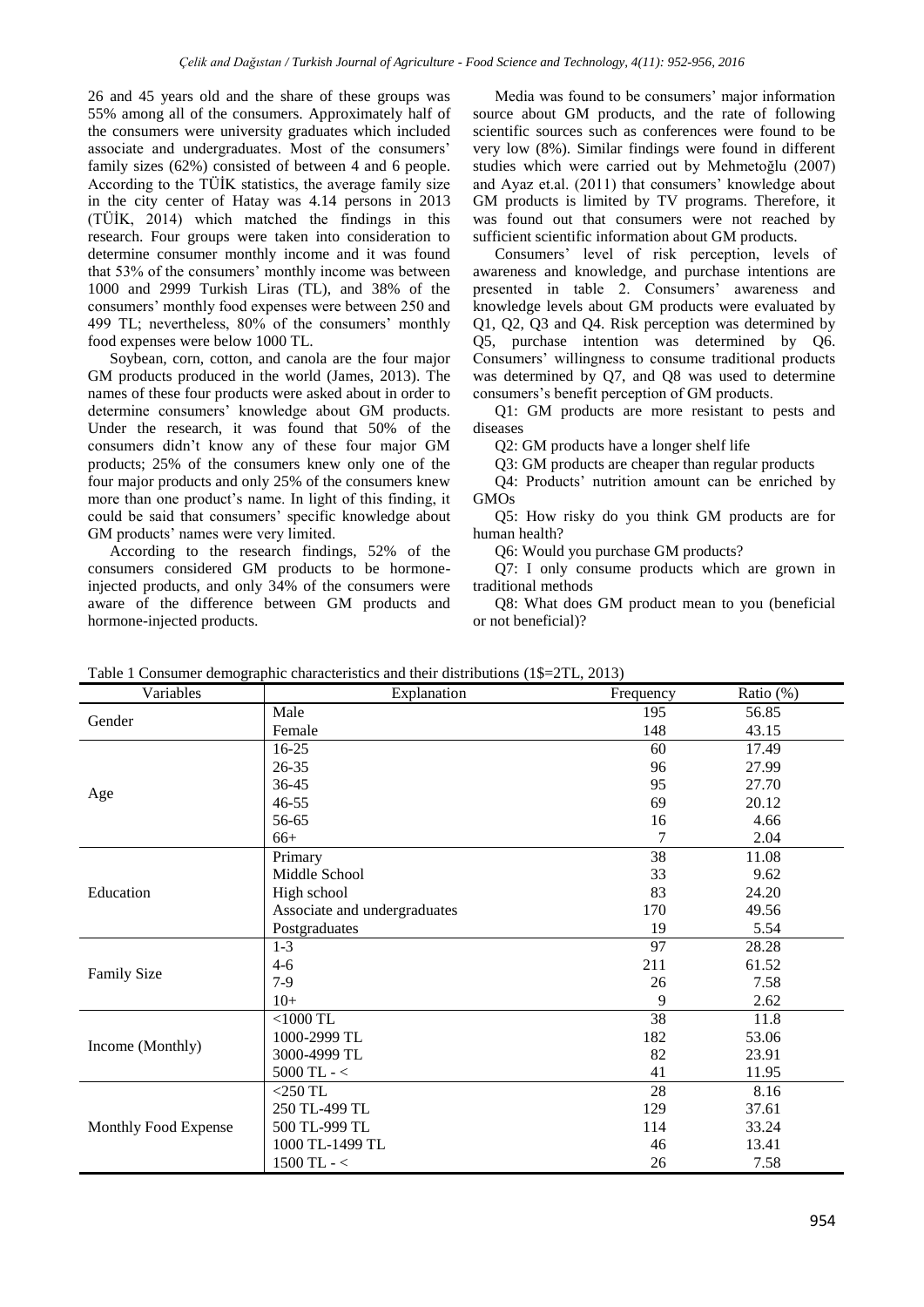26 and 45 years old and the share of these groups was 55% among all of the consumers. Approximately half of the consumers were university graduates which included associate and undergraduates. Most of the consumers' family sizes (62%) consisted of between 4 and 6 people. According to the TÜİK statistics, the average family size in the city center of Hatay was 4.14 persons in 2013 (TÜİK, 2014) which matched the findings in this research. Four groups were taken into consideration to determine consumer monthly income and it was found that 53% of the consumers' monthly income was between 1000 and 2999 Turkish Liras (TL), and 38% of the consumers' monthly food expenses were between 250 and 499 TL; nevertheless, 80% of the consumers' monthly food expenses were below 1000 TL.

Soybean, corn, cotton, and canola are the four major GM products produced in the world (James, 2013). The names of these four products were asked about in order to determine consumers' knowledge about GM products. Under the research, it was found that 50% of the consumers didn't know any of these four major GM products; 25% of the consumers knew only one of the four major products and only 25% of the consumers knew more than one product's name. In light of this finding, it could be said that consumers' specific knowledge about GM products' names were very limited.

According to the research findings, 52% of the consumers considered GM products to be hormone-injected products, and only 34% of the consumers were aware of the difference between GM products and hormone-injected products.

Media was found to be consumers' major information source about GM products, and the rate of following scientific sources such as conferences were found to be very low (8%). Similar findings were found in different studies which were carried out by Mehmetoğlu (2007) and Ayaz et.al. (2011) that consumers' knowledge about GM products is limited by TV programs. Therefore, it was found out that consumers were not reached by sufficient scientific information about GM products.

Consumers' level of risk perception, levels of awareness and knowledge, and purchase intentions are presented in table 2. Consumers' awareness and knowledge levels about GM products were evaluated by Q1, Q2, Q3 and Q4. Risk perception was determined by Q5, purchase intention was determined by Q6. Consumers' willingness to consume traditional products was determined by Q7, and Q8 was used to determine consumers's benefit perception of GM products.

Q1: GM products are more resistant to pests and diseases

Q2: GM products have a longer shelf life

Q3: GM products are cheaper than regular products

Q4: Products' nutrition amount can be enriched by GMOs

Q5: How risky do you think GM products are for human health?

Q6: Would you purchase GM products?

Q7: I only consume products which are grown in traditional methods

Q8: What does GM product mean to you (beneficial or not beneficial)?

Table 1 Consumer demographic characteristics and their distributions (1$=2TL, 2013)

| Variables | Explanation | Frequency | Ratio (%) |
|---|---|---|---|
| Gender | Male | 195 | 56.85 |
| | Female | 148 | 43.15 |
| Age | 16-25 | 60 | 17.49 |
| | 26-35 | 96 | 27.99 |
| | 36-45 | 95 | 27.70 |
| | 46-55 | 69 | 20.12 |
| | 56-65 | 16 | 4.66 |
| | 66+ | 7 | 2.04 |
| Education | Primary | 38 | 11.08 |
| | Middle School | 33 | 9.62 |
| | High school | 83 | 24.20 |
| | Associate and undergraduates | 170 | 49.56 |
| | Postgraduates | 19 | 5.54 |
| Family Size | 1-3 | 97 | 28.28 |
| | 4-6 | 211 | 61.52 |
| | 7-9 | 26 | 7.58 |
| | 10+ | 9 | 2.62 |
| Income (Monthly) | <1000 TL | 38 | 11.8 |
| | 1000-2999 TL | 182 | 53.06 |
| | 3000-4999 TL | 82 | 23.91 |
| | 5000 TL - < | 41 | 11.95 |
| Monthly Food Expense | <250 TL | 28 | 8.16 |
| | 250 TL-499 TL | 129 | 37.61 |
| | 500 TL-999 TL | 114 | 33.24 |
| | 1000 TL-1499 TL | 46 | 13.41 |
| | 1500 TL - < | 26 | 7.58 |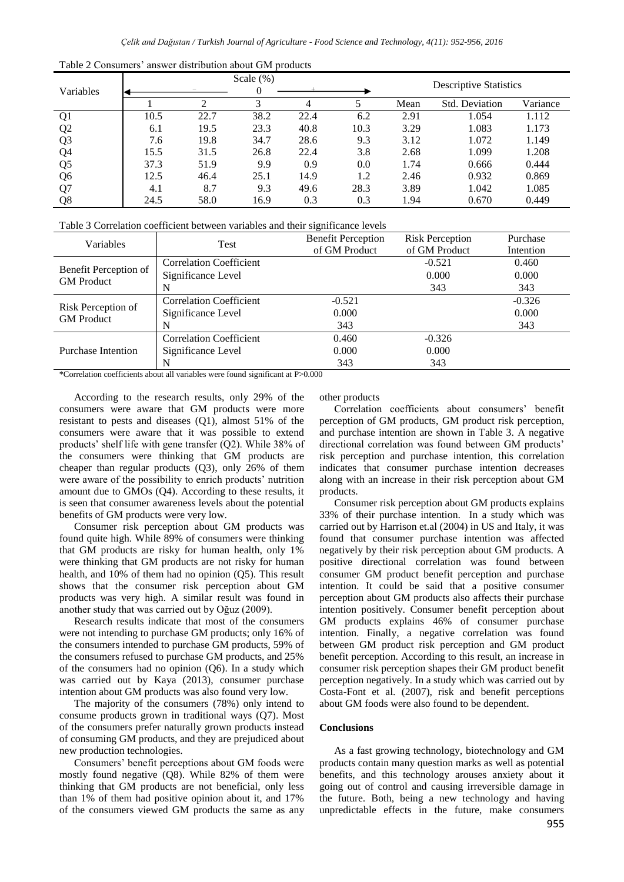Table 2 Consumers' answer distribution about GM products

| Variables | Scale (%) | | | | | Descriptive Statistics | | |
|---|---|---|---|---|---|---|---|---|
| | – | | 0 | + | | | | |
| | 1 | 2 | 3 | 4 | 5 | Mean | Std. Deviation | Variance |
| Q1 | 10.5 | 22.7 | 38.2 | 22.4 | 6.2 | 2.91 | 1.054 | 1.112 |
| Q2 | 6.1 | 19.5 | 23.3 | 40.8 | 10.3 | 3.29 | 1.083 | 1.173 |
| Q3 | 7.6 | 19.8 | 34.7 | 28.6 | 9.3 | 3.12 | 1.072 | 1.149 |
| Q4 | 15.5 | 31.5 | 26.8 | 22.4 | 3.8 | 2.68 | 1.099 | 1.208 |
| Q5 | 37.3 | 51.9 | 9.9 | 0.9 | 0.0 | 1.74 | 0.666 | 0.444 |
| Q6 | 12.5 | 46.4 | 25.1 | 14.9 | 1.2 | 2.46 | 0.932 | 0.869 |
| Q7 | 4.1 | 8.7 | 9.3 | 49.6 | 28.3 | 3.89 | 1.042 | 1.085 |
| Q8 | 24.5 | 58.0 | 16.9 | 0.3 | 0.3 | 1.94 | 0.670 | 0.449 |

Table 3 Correlation coefficient between variables and their significance levels

| Variables | Test | Benefit Perception of GM Product | Risk Perception of GM Product | Purchase Intention |
|---|---|---|---|---|
| Benefit Perception of GM Product | Correlation Coefficient | | -0.521 | 0.460 |
| | Significance Level | | 0.000 | 0.000 |
| | N | | 343 | 343 |
| Risk Perception of GM Product | Correlation Coefficient | -0.521 | | -0.326 |
| | Significance Level | 0.000 | | 0.000 |
| | N | 343 | | 343 |
| Purchase Intention | Correlation Coefficient | 0.460 | -0.326 | |
| | Significance Level | 0.000 | 0.000 | |
| | N | 343 | 343 | |

*Correlation coefficients about all variables were found significant at P>0.000

According to the research results, only 29% of the consumers were aware that GM products were more resistant to pests and diseases (Q1), almost 51% of the consumers were aware that it was possible to extend products' shelf life with gene transfer (Q2). While 38% of the consumers were thinking that GM products are cheaper than regular products (Q3), only 26% of them were aware of the possibility to enrich products' nutrition amount due to GMOs (Q4). According to these results, it is seen that consumer awareness levels about the potential benefits of GM products were very low.

Consumer risk perception about GM products was found quite high. While 89% of consumers were thinking that GM products are risky for human health, only 1% were thinking that GM products are not risky for human health, and 10% of them had no opinion (Q5). This result shows that the consumer risk perception about GM products was very high. A similar result was found in another study that was carried out by Oğuz (2009).

Research results indicate that most of the consumers were not intending to purchase GM products; only 16% of the consumers intended to purchase GM products, 59% of the consumers refused to purchase GM products, and 25% of the consumers had no opinion (Q6). In a study which was carried out by Kaya (2013), consumer purchase intention about GM products was also found very low.

The majority of the consumers (78%) only intend to consume products grown in traditional ways (Q7). Most of the consumers prefer naturally grown products instead of consuming GM products, and they are prejudiced about new production technologies.

Consumers' benefit perceptions about GM foods were mostly found negative (Q8). While 82% of them were thinking that GM products are not beneficial, only less than 1% of them had positive opinion about it, and 17% of the consumers viewed GM products the same as any other products

Correlation coefficients about consumers' benefit perception of GM products, GM product risk perception, and purchase intention are shown in Table 3. A negative directional correlation was found between GM products' risk perception and purchase intention, this correlation indicates that consumer purchase intention decreases along with an increase in their risk perception about GM products.

Consumer risk perception about GM products explains 33% of their purchase intention. In a study which was carried out by Harrison et.al (2004) in US and Italy, it was found that consumer purchase intention was affected negatively by their risk perception about GM products. A positive directional correlation was found between consumer GM product benefit perception and purchase intention. It could be said that a positive consumer perception about GM products also affects their purchase intention positively. Consumer benefit perception about GM products explains 46% of consumer purchase intention. Finally, a negative correlation was found between GM product risk perception and GM product benefit perception. According to this result, an increase in consumer risk perception shapes their GM product benefit perception negatively. In a study which was carried out by Costa-Font et al. (2007), risk and benefit perceptions about GM foods were also found to be dependent.

## Conclusions

As a fast growing technology, biotechnology and GM products contain many question marks as well as potential benefits, and this technology arouses anxiety about it going out of control and causing irreversible damage in the future. Both, being a new technology and having unpredictable effects in the future, make consumers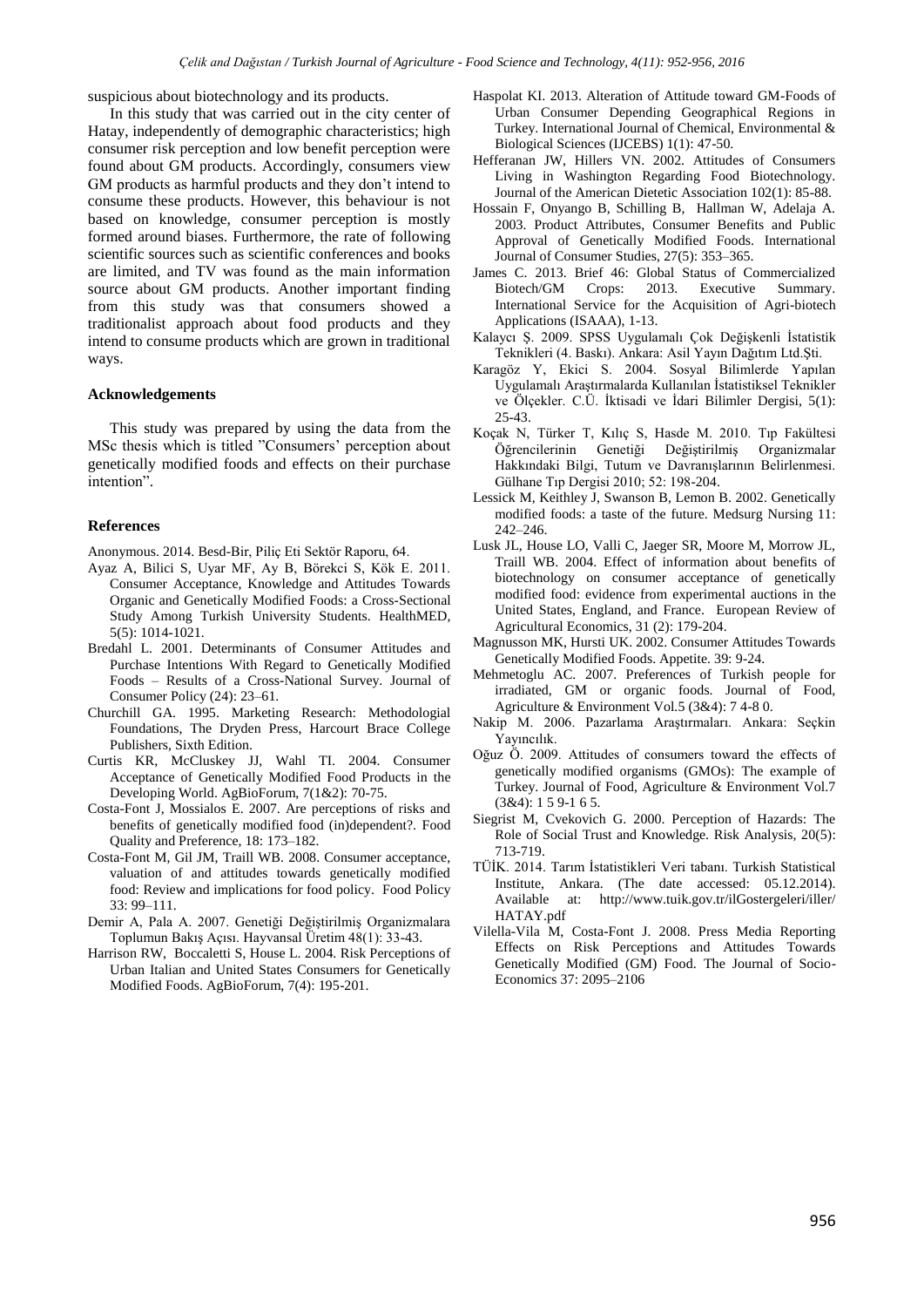suspicious about biotechnology and its products.

In this study that was carried out in the city center of Hatay, independently of demographic characteristics; high consumer risk perception and low benefit perception were found about GM products. Accordingly, consumers view GM products as harmful products and they don't intend to consume these products. However, this behaviour is not based on knowledge, consumer perception is mostly formed around biases. Furthermore, the rate of following scientific sources such as scientific conferences and books are limited, and TV was found as the main information source about GM products. Another important finding from this study was that consumers showed a traditionalist approach about food products and they intend to consume products which are grown in traditional ways.

#### Acknowledgements

This study was prepared by using the data from the MSc thesis which is titled "Consumers' perception about genetically modified foods and effects on their purchase intention".

#### References

Anonymous. 2014. Besd-Bir, Piliç Eti Sektör Raporu, 64.

Ayaz A, Bilici S, Uyar MF, Ay B, Börekci S, Kök E. 2011. Consumer Acceptance, Knowledge and Attitudes Towards Organic and Genetically Modified Foods: a Cross-Sectional Study Among Turkish University Students. HealthMED, 5(5): 1014-1021.

Bredahl L. 2001. Determinants of Consumer Attitudes and Purchase Intentions With Regard to Genetically Modified Foods – Results of a Cross-National Survey. Journal of Consumer Policy (24): 23–61.

Churchill GA. 1995. Marketing Research: Methodologial Foundations, The Dryden Press, Harcourt Brace College Publishers, Sixth Edition.

Curtis KR, McCluskey JJ, Wahl TI. 2004. Consumer Acceptance of Genetically Modified Food Products in the Developing World. AgBioForum, 7(1&2): 70-75.

Costa-Font J, Mossialos E. 2007. Are perceptions of risks and benefits of genetically modified food (in)dependent?. Food Quality and Preference, 18: 173–182.

Costa-Font M, Gil JM, Traill WB. 2008. Consumer acceptance, valuation of and attitudes towards genetically modified food: Review and implications for food policy. Food Policy 33: 99–111.

Demir A, Pala A. 2007. Genetiği Değiştirilmiş Organizmalara Toplumun Bakış Açısı. Hayvansal Üretim 48(1): 33-43.

Harrison RW, Boccaletti S, House L. 2004. Risk Perceptions of Urban Italian and United States Consumers for Genetically Modified Foods. AgBioForum, 7(4): 195-201.

Haspolat KI. 2013. Alteration of Attitude toward GM-Foods of Urban Consumer Depending Geographical Regions in Turkey. International Journal of Chemical, Environmental & Biological Sciences (IJCEBS) 1(1): 47-50.

Hefferanan JW, Hillers VN. 2002. Attitudes of Consumers Living in Washington Regarding Food Biotechnology. Journal of the American Dietetic Association 102(1): 85-88.

Hossain F, Onyango B, Schilling B, Hallman W, Adelaja A. 2003. Product Attributes, Consumer Benefits and Public Approval of Genetically Modified Foods. International Journal of Consumer Studies, 27(5): 353–365.

James C. 2013. Brief 46: Global Status of Commercialized Biotech/GM Crops: 2013. Executive Summary. International Service for the Acquisition of Agri-biotech Applications (ISAAA), 1-13.

Kalaycı Ş. 2009. SPSS Uygulamalı Çok Değişkenli İstatistik Teknikleri (4. Baskı). Ankara: Asil Yayın Dağıtım Ltd.Şti.

Karagöz Y, Ekici S. 2004. Sosyal Bilimlerde Yapılan Uygulamalı Araştırmalarda Kullanılan İstatistiksel Teknikler ve Ölçekler. C.Ü. İktisadi ve İdari Bilimler Dergisi, 5(1): 25-43.

Koçak N, Türker T, Kılıç S, Hasde M. 2010. Tıp Fakültesi Öğrencilerinin Genetiği Değiştirilmiş Organizmalar Hakkındaki Bilgi, Tutum ve Davranışlarının Belirlenmesi. Gülhane Tıp Dergisi 2010; 52: 198-204.

Lessick M, Keithley J, Swanson B, Lemon B. 2002. Genetically modified foods: a taste of the future. Medsurg Nursing 11: 242–246.

Lusk JL, House LO, Valli C, Jaeger SR, Moore M, Morrow JL, Traill WB. 2004. Effect of information about benefits of biotechnology on consumer acceptance of genetically modified food: evidence from experimental auctions in the United States, England, and France. European Review of Agricultural Economics, 31 (2): 179-204.

Magnusson MK, Hursti UK. 2002. Consumer Attitudes Towards Genetically Modified Foods. Appetite. 39: 9-24.

Mehmetoglu AC. 2007. Preferences of Turkish people for irradiated, GM or organic foods. Journal of Food, Agriculture & Environment Vol.5 (3&4): 7 4-8 0.

Nakip M. 2006. Pazarlama Araştırmaları. Ankara: Seçkin Yayıncılık.

Oğuz Ö. 2009. Attitudes of consumers toward the effects of genetically modified organisms (GMOs): The example of Turkey. Journal of Food, Agriculture & Environment Vol.7 (3&4): 1 5 9-1 6 5.

Siegrist M, Cvekovich G. 2000. Perception of Hazards: The Role of Social Trust and Knowledge. Risk Analysis, 20(5): 713-719.

TÜİK. 2014. Tarım İstatistikleri Veri tabanı. Turkish Statistical Institute, Ankara. (The date accessed: 05.12.2014). Available at: http://www.tuik.gov.tr/ilGostergeleri/iller/HATAY.pdf

Vilella-Vila M, Costa-Font J. 2008. Press Media Reporting Effects on Risk Perceptions and Attitudes Towards Genetically Modified (GM) Food. The Journal of Socio-Economics 37: 2095–2106